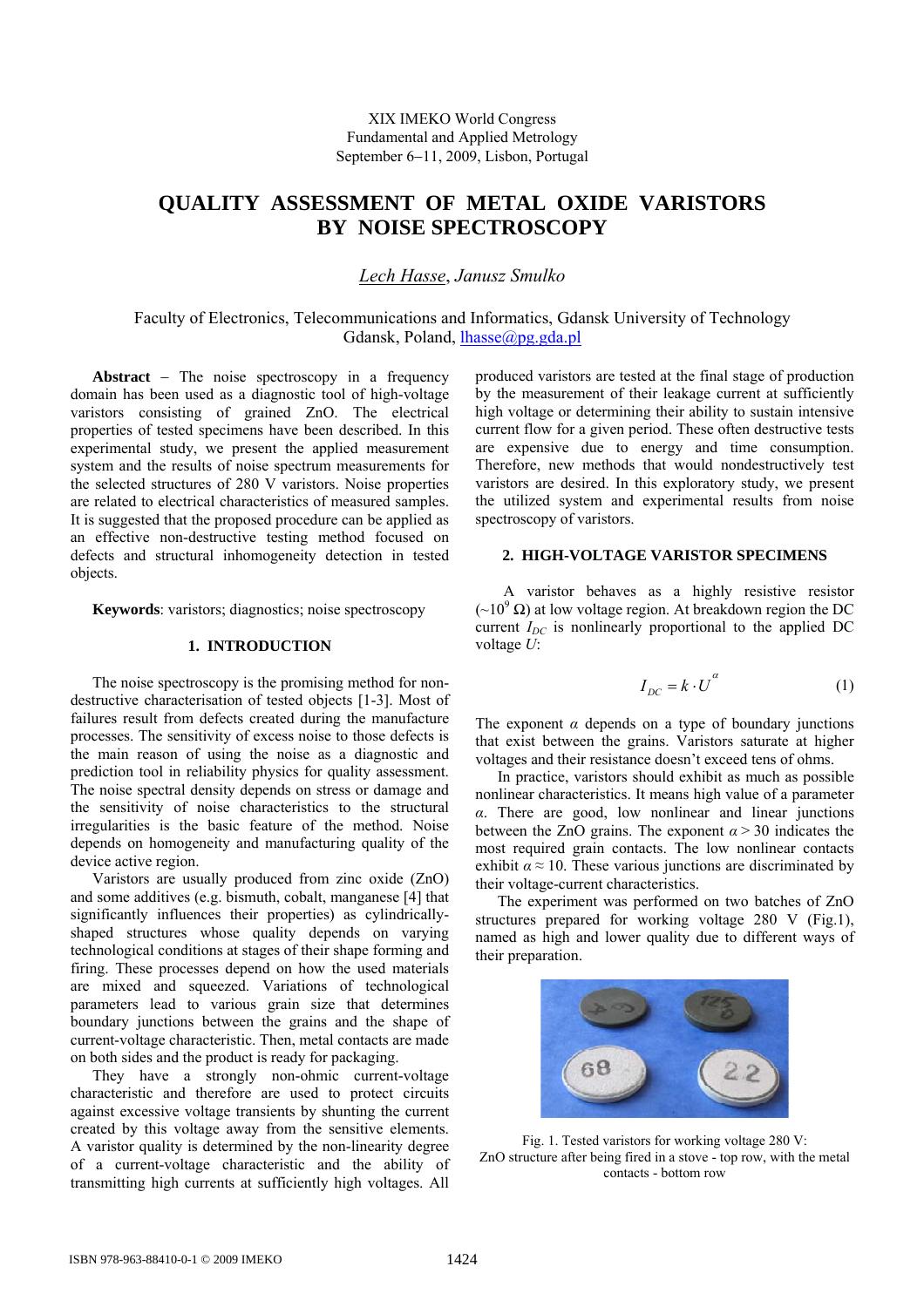XIX IMEKO World Congress
Fundamental and Applied Metrology
September 6−11, 2009, Lisbon, Portugal

# QUALITY ASSESSMENT OF METAL OXIDE VARISTORS BY NOISE SPECTROSCOPY

*Lech Hasse*, *Janusz Smulko*

Faculty of Electronics, Telecommunications and Informatics, Gdansk University of Technology
Gdansk, Poland, lhasse@pg.gda.pl

**Abstract** − The noise spectroscopy in a frequency domain has been used as a diagnostic tool of high-voltage varistors consisting of grained ZnO. The electrical properties of tested specimens have been described. In this experimental study, we present the applied measurement system and the results of noise spectrum measurements for the selected structures of 280 V varistors. Noise properties are related to electrical characteristics of measured samples. It is suggested that the proposed procedure can be applied as an effective non-destructive testing method focused on defects and structural inhomogeneity detection in tested objects.

**Keywords**: varistors; diagnostics; noise spectroscopy

## 1. INTRODUCTION

The noise spectroscopy is the promising method for non-destructive characterisation of tested objects [1-3]. Most of failures result from defects created during the manufacture processes. The sensitivity of excess noise to those defects is the main reason of using the noise as a diagnostic and prediction tool in reliability physics for quality assessment. The noise spectral density depends on stress or damage and the sensitivity of noise characteristics to the structural irregularities is the basic feature of the method. Noise depends on homogeneity and manufacturing quality of the device active region.

Varistors are usually produced from zinc oxide (ZnO) and some additives (e.g. bismuth, cobalt, manganese [4] that significantly influences their properties) as cylindrically-shaped structures whose quality depends on varying technological conditions at stages of their shape forming and firing. These processes depend on how the used materials are mixed and squeezed. Variations of technological parameters lead to various grain size that determines boundary junctions between the grains and the shape of current-voltage characteristic. Then, metal contacts are made on both sides and the product is ready for packaging.

They have a strongly non-ohmic current-voltage characteristic and therefore are used to protect circuits against excessive voltage transients by shunting the current created by this voltage away from the sensitive elements. A varistor quality is determined by the non-linearity degree of a current-voltage characteristic and the ability of transmitting high currents at sufficiently high voltages. All produced varistors are tested at the final stage of production by the measurement of their leakage current at sufficiently high voltage or determining their ability to sustain intensive current flow for a given period. These often destructive tests are expensive due to energy and time consumption. Therefore, new methods that would nondestructively test varistors are desired. In this exploratory study, we present the utilized system and experimental results from noise spectroscopy of varistors.

## 2. HIGH-VOLTAGE VARISTOR SPECIMENS

A varistor behaves as a highly resistive resistor (~$10^9$ Ω) at low voltage region. At breakdown region the DC current $I_{DC}$ is nonlinearly proportional to the applied DC voltage $U$:

$$I_{DC} = k \cdot U^{\alpha} \tag{1}$$

The exponent $\alpha$ depends on a type of boundary junctions that exist between the grains. Varistors saturate at higher voltages and their resistance doesn't exceed tens of ohms.

In practice, varistors should exhibit as much as possible nonlinear characteristics. It means high value of a parameter $\alpha$. There are good, low nonlinear and linear junctions between the ZnO grains. The exponent $\alpha > 30$ indicates the most required grain contacts. The low nonlinear contacts exhibit $\alpha \approx 10$. These various junctions are discriminated by their voltage-current characteristics.

The experiment was performed on two batches of ZnO structures prepared for working voltage 280 V (Fig.1), named as high and lower quality due to different ways of their preparation.

Fig. 1. Tested varistors for working voltage 280 V: ZnO structure after being fired in a stove - top row, with the metal contacts - bottom row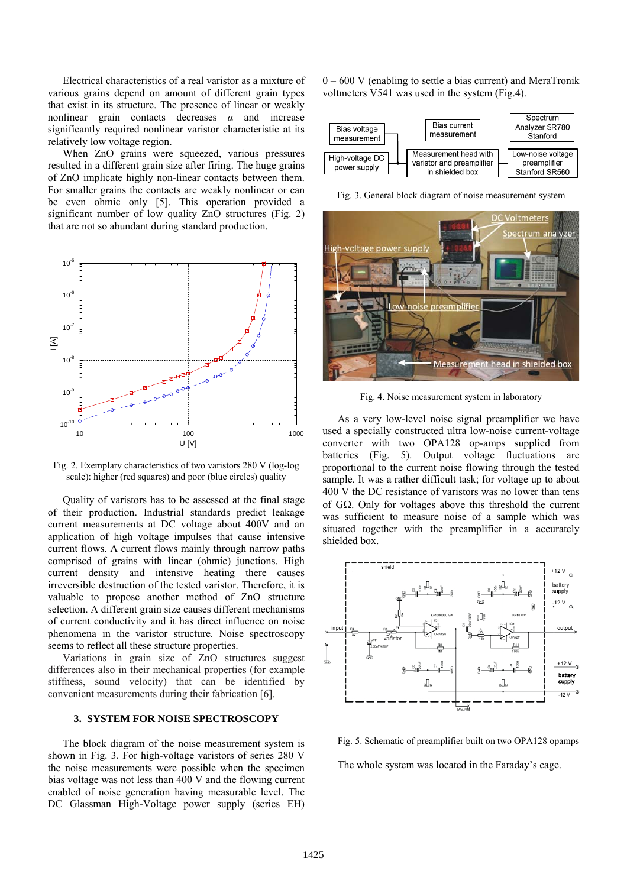Electrical characteristics of a real varistor as a mixture of various grains depend on amount of different grain types that exist in its structure. The presence of linear or weakly nonlinear grain contacts decreases $\alpha$ and increase significantly required nonlinear varistor characteristic at its relatively low voltage region.

When ZnO grains were squeezed, various pressures resulted in a different grain size after firing. The huge grains of ZnO implicate highly non-linear contacts between them. For smaller grains the contacts are weakly nonlinear or can be even ohmic only [5]. This operation provided a significant number of low quality ZnO structures (Fig. 2) that are not so abundant during standard production.

Fig. 2. Exemplary characteristics of two varistors 280 V (log-log scale): higher (red squares) and poor (blue circles) quality

Quality of varistors has to be assessed at the final stage of their production. Industrial standards predict leakage current measurements at DC voltage about 400V and an application of high voltage impulses that cause intensive current flows. A current flows mainly through narrow paths comprised of grains with linear (ohmic) junctions. High current density and intensive heating there causes irreversible destruction of the tested varistor. Therefore, it is valuable to propose another method of ZnO structure selection. A different grain size causes different mechanisms of current conductivity and it has direct influence on noise phenomena in the varistor structure. Noise spectroscopy seems to reflect all these structure properties.

Variations in grain size of ZnO structures suggest differences also in their mechanical properties (for example stiffness, sound velocity) that can be identified by convenient measurements during their fabrication [6].

## 3. SYSTEM FOR NOISE SPECTROSCOPY

The block diagram of the noise measurement system is shown in Fig. 3. For high-voltage varistors of series 280 V the noise measurements were possible when the specimen bias voltage was not less than 400 V and the flowing current enabled of noise generation having measurable level. The DC Glassman High-Voltage power supply (series EH) 0 – 600 V (enabling to settle a bias current) and MeraTronik voltmeters V541 was used in the system (Fig.4).

Fig. 3. General block diagram of noise measurement system

Fig. 4. Noise measurement system in laboratory

As a very low-level noise signal preamplifier we have used a specially constructed ultra low-noise current-voltage converter with two OPA128 op-amps supplied from batteries (Fig. 5). Output voltage fluctuations are proportional to the current noise flowing through the tested sample. It was a rather difficult task; for voltage up to about 400 V the DC resistance of varistors was no lower than tens of GΩ. Only for voltages above this threshold the current was sufficient to measure noise of a sample which was situated together with the preamplifier in a accurately shielded box.

Fig. 5. Schematic of preamplifier built on two OPA128 opamps

The whole system was located in the Faraday's cage.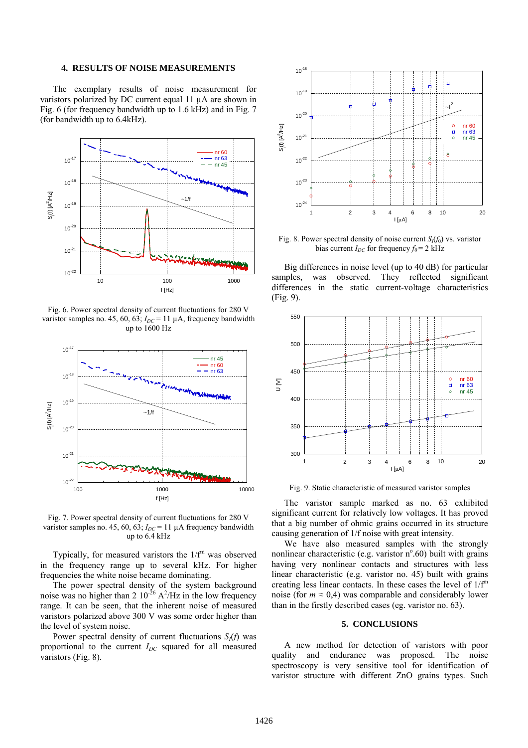## 4. RESULTS OF NOISE MEASUREMENTS

The exemplary results of noise measurement for varistors polarized by DC current equal 11 µA are shown in Fig. 6 (for frequency bandwidth up to 1.6 kHz) and in Fig. 7 (for bandwidth up to 6.4kHz).

Fig. 6. Power spectral density of current fluctuations for 280 V varistor samples no. 45, 60, 63; $I_{DC}$ = 11 µA, frequency bandwidth up to 1600 Hz

Fig. 7. Power spectral density of current fluctuations for 280 V varistor samples no. 45, 60, 63; $I_{DC}$ = 11 µA frequency bandwidth up to 6.4 kHz

Typically, for measured varistors the $1/f^m$ was observed in the frequency range up to several kHz. For higher frequencies the white noise became dominating.

The power spectral density of the system background noise was no higher than 2 $10^{-26}$ $A^2$/Hz in the low frequency range. It can be seen, that the inherent noise of measured varistors polarized above 300 V was some order higher than the level of system noise.

Power spectral density of current fluctuations $S_I(f)$ was proportional to the current $I_{DC}$ squared for all measured varistors (Fig. 8).

Fig. 8. Power spectral density of noise current $S_I(f_0)$ vs. varistor bias current $I_{DC}$ for frequency $f_0$ = 2 kHz

Big differences in noise level (up to 40 dB) for particular samples, was observed. They reflected significant differences in the static current-voltage characteristics (Fig. 9).

Fig. 9. Static characteristic of measured varistor samples

The varistor sample marked as no. 63 exhibited significant current for relatively low voltages. It has proved that a big number of ohmic grains occurred in its structure causing generation of 1/f noise with great intensity.

We have also measured samples with the strongly nonlinear characteristic (e.g. varistor n°.60) built with grains having very nonlinear contacts and structures with less linear characteristic (e.g. varistor no. 45) built with grains creating less linear contacts. In these cases the level of $1/f^m$ noise (for $m \approx 0,4$) was comparable and considerably lower than in the firstly described cases (eg. varistor no. 63).

## 5. CONCLUSIONS

A new method for detection of varistors with poor quality and endurance was proposed. The noise spectroscopy is very sensitive tool for identification of varistor structure with different ZnO grains types. Such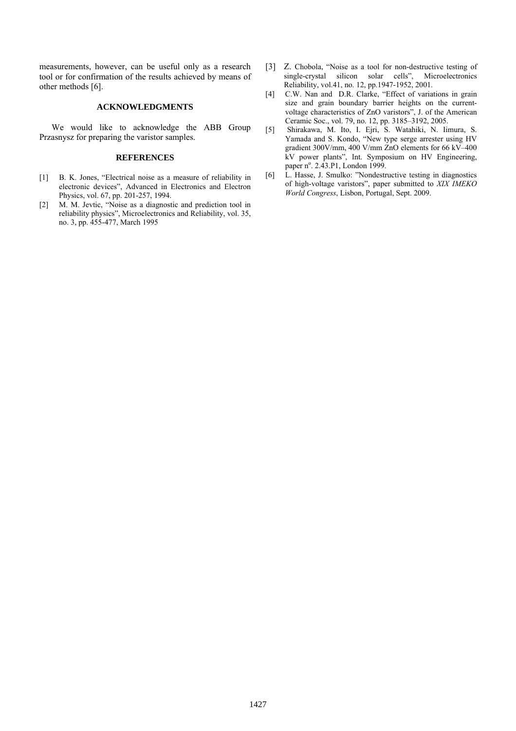measurements, however, can be useful only as a research tool or for confirmation of the results achieved by means of other methods [6].

## ACKNOWLEDGMENTS

We would like to acknowledge the ABB Group Przasnysz for preparing the varistor samples.

## REFERENCES

[1] B. K. Jones, "Electrical noise as a measure of reliability in electronic devices", Advanced in Electronics and Electron Physics, vol. 67, pp. 201-257, 1994.

[2] M. M. Jevtic, "Noise as a diagnostic and prediction tool in reliability physics", Microelectronics and Reliability, vol. 35, no. 3, pp. 455-477, March 1995

[3] Z. Chobola, "Noise as a tool for non-destructive testing of single-crystal silicon solar cells", Microelectronics Reliability, vol.41, no. 12, pp.1947-1952, 2001.

[4] C.W. Nan and D.R. Clarke, "Effect of variations in grain size and grain boundary barrier heights on the current-voltage characteristics of ZnO varistors", J. of the American Ceramic Soc., vol. 79, no. 12, pp. 3185–3192, 2005.

[5] Shirakawa, M. Ito, I. Ejri, S. Watahiki, N. Iimura, S. Yamada and S. Kondo, "New type serge arrester using HV gradient 300V/mm, 400 V/mm ZnO elements for 66 kV–400 kV power plants", Int. Symposium on HV Engineering, paper n$^{o}$. 2.43.P1, London 1999.

[6] L. Hasse, J. Smulko: "Nondestructive testing in diagnostics of high-voltage varistors", paper submitted to *XIX IMEKO World Congress*, Lisbon, Portugal, Sept. 2009.